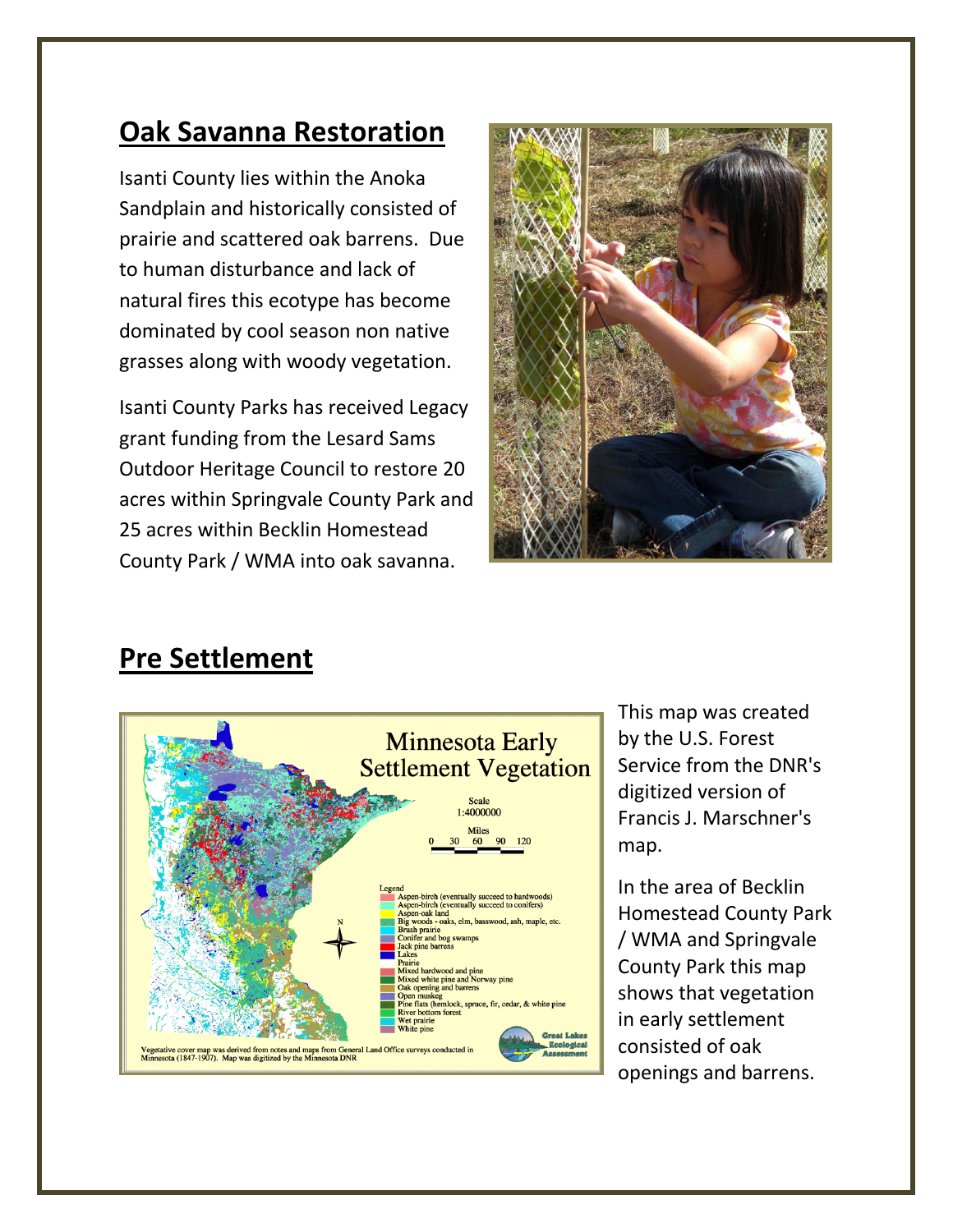## Oak Savanna Restoration

Isanti County lies within the Anoka Sandplain and historically consisted of prairie and scattered oak barrens. Due to human disturbance and lack of natural fires this ecotype has become dominated by cool season non native grasses along with woody vegetation.

Isanti County Parks has received Legacy grant funding from the Lesard Sams Outdoor Heritage Council to restore 20 acres within Springvale County Park and 25 acres within Becklin Homestead County Park / WMA into oak savanna.

## Pre Settlement

This map was created by the U.S. Forest Service from the DNR's digitized version of Francis J. Marschner's map.

In the area of Becklin Homestead County Park / WMA and Springvale County Park this map shows that vegetation in early settlement consisted of oak openings and barrens.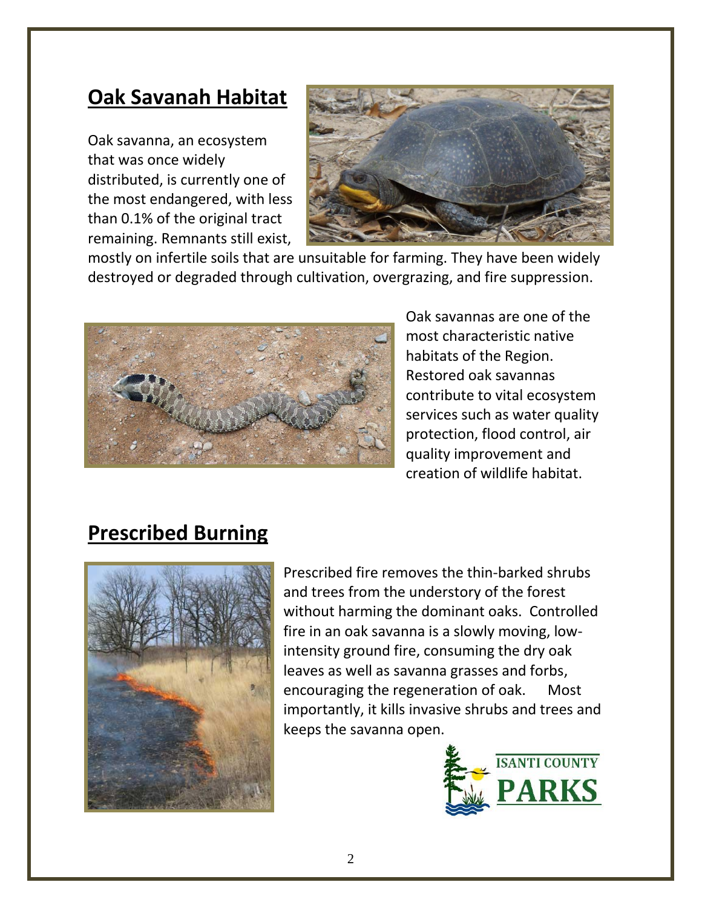## Oak Savanah Habitat

Oak savanna, an ecosystem that was once widely distributed, is currently one of the most endangered, with less than 0.1% of the original tract remaining. Remnants still exist, mostly on infertile soils that are unsuitable for farming. They have been widely destroyed or degraded through cultivation, overgrazing, and fire suppression.

Oak savannas are one of the most characteristic native habitats of the Region. Restored oak savannas contribute to vital ecosystem services such as water quality protection, flood control, air quality improvement and creation of wildlife habitat.

## Prescribed Burning

Prescribed fire removes the thin-barked shrubs and trees from the understory of the forest without harming the dominant oaks. Controlled fire in an oak savanna is a slowly moving, low-intensity ground fire, consuming the dry oak leaves as well as savanna grasses and forbs, encouraging the regeneration of oak. Most importantly, it kills invasive shrubs and trees and keeps the savanna open.

ISANTI COUNTY PARKS